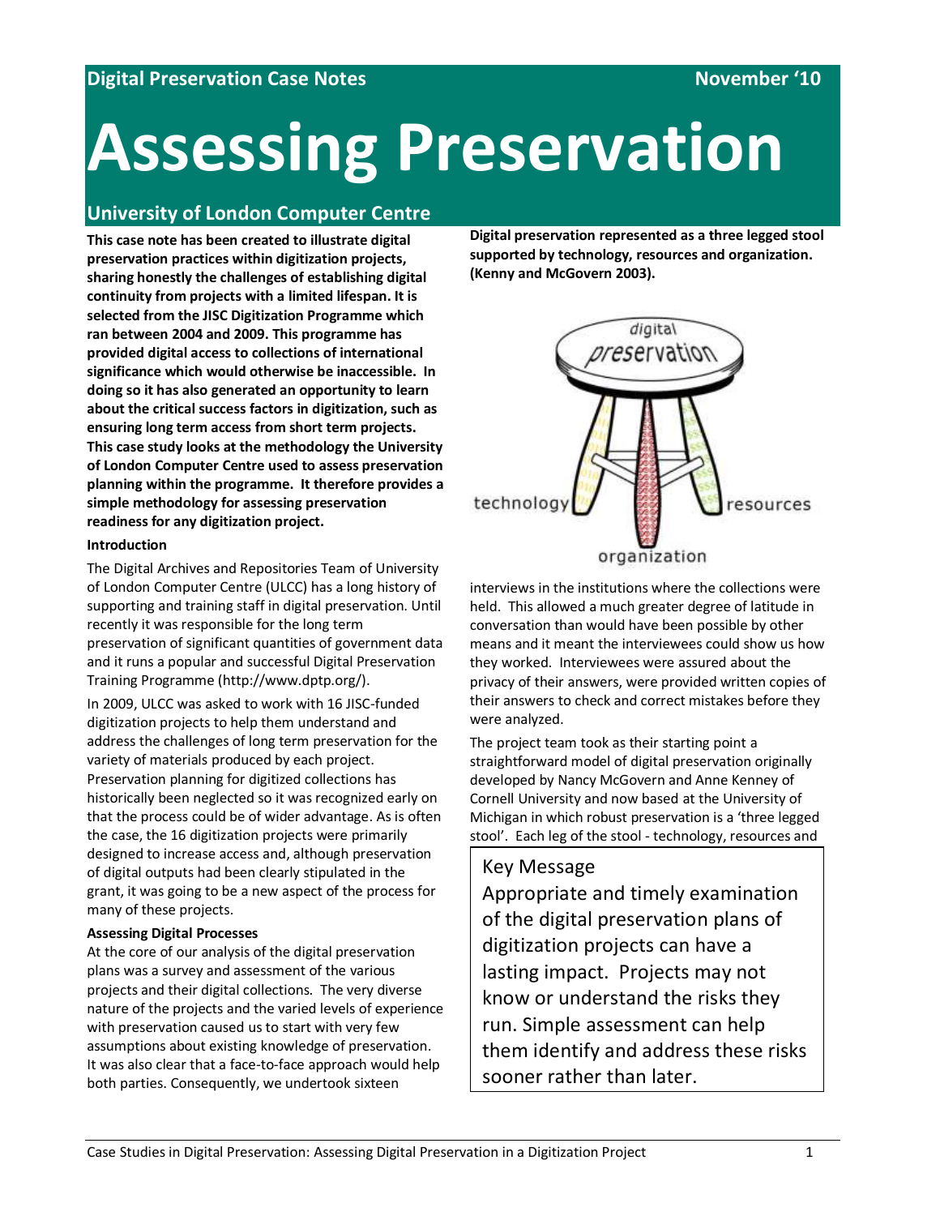Digital Preservation Case Notes November '10

# Assessing Preservation

## University of London Computer Centre

**This case note has been created to illustrate digital preservation practices within digitization projects, sharing honestly the challenges of establishing digital continuity from projects with a limited lifespan. It is selected from the JISC Digitization Programme which ran between 2004 and 2009. This programme has provided digital access to collections of international significance which would otherwise be inaccessible. In doing so it has also generated an opportunity to learn about the critical success factors in digitization, such as ensuring long term access from short term projects. This case study looks at the methodology the University of London Computer Centre used to assess preservation planning within the programme. It therefore provides a simple methodology for assessing preservation readiness for any digitization project.**

**Introduction**

The Digital Archives and Repositories Team of University of London Computer Centre (ULCC) has a long history of supporting and training staff in digital preservation. Until recently it was responsible for the long term preservation of significant quantities of government data and it runs a popular and successful Digital Preservation Training Programme (http://www.dptp.org/).

In 2009, ULCC was asked to work with 16 JISC-funded digitization projects to help them understand and address the challenges of long term preservation for the variety of materials produced by each project. Preservation planning for digitized collections has historically been neglected so it was recognized early on that the process could be of wider advantage. As is often the case, the 16 digitization projects were primarily designed to increase access and, although preservation of digital outputs had been clearly stipulated in the grant, it was going to be a new aspect of the process for many of these projects.

**Assessing Digital Processes**

At the core of our analysis of the digital preservation plans was a survey and assessment of the various projects and their digital collections. The very diverse nature of the projects and the varied levels of experience with preservation caused us to start with very few assumptions about existing knowledge of preservation. It was also clear that a face-to-face approach would help both parties. Consequently, we undertook sixteen interviews in the institutions where the collections were held. This allowed a much greater degree of latitude in conversation than would have been possible by other means and it meant the interviewees could show us how they worked. Interviewees were assured about the privacy of their answers, were provided written copies of their answers to check and correct mistakes before they were analyzed.

**Digital preservation represented as a three legged stool supported by technology, resources and organization. (Kenny and McGovern 2003).**

The project team took as their starting point a straightforward model of digital preservation originally developed by Nancy McGovern and Anne Kenney of Cornell University and now based at the University of Michigan in which robust preservation is a 'three legged stool'. Each leg of the stool - technology, resources and

> Key Message
>
> Appropriate and timely examination of the digital preservation plans of digitization projects can have a lasting impact. Projects may not know or understand the risks they run. Simple assessment can help them identify and address these risks sooner rather than later.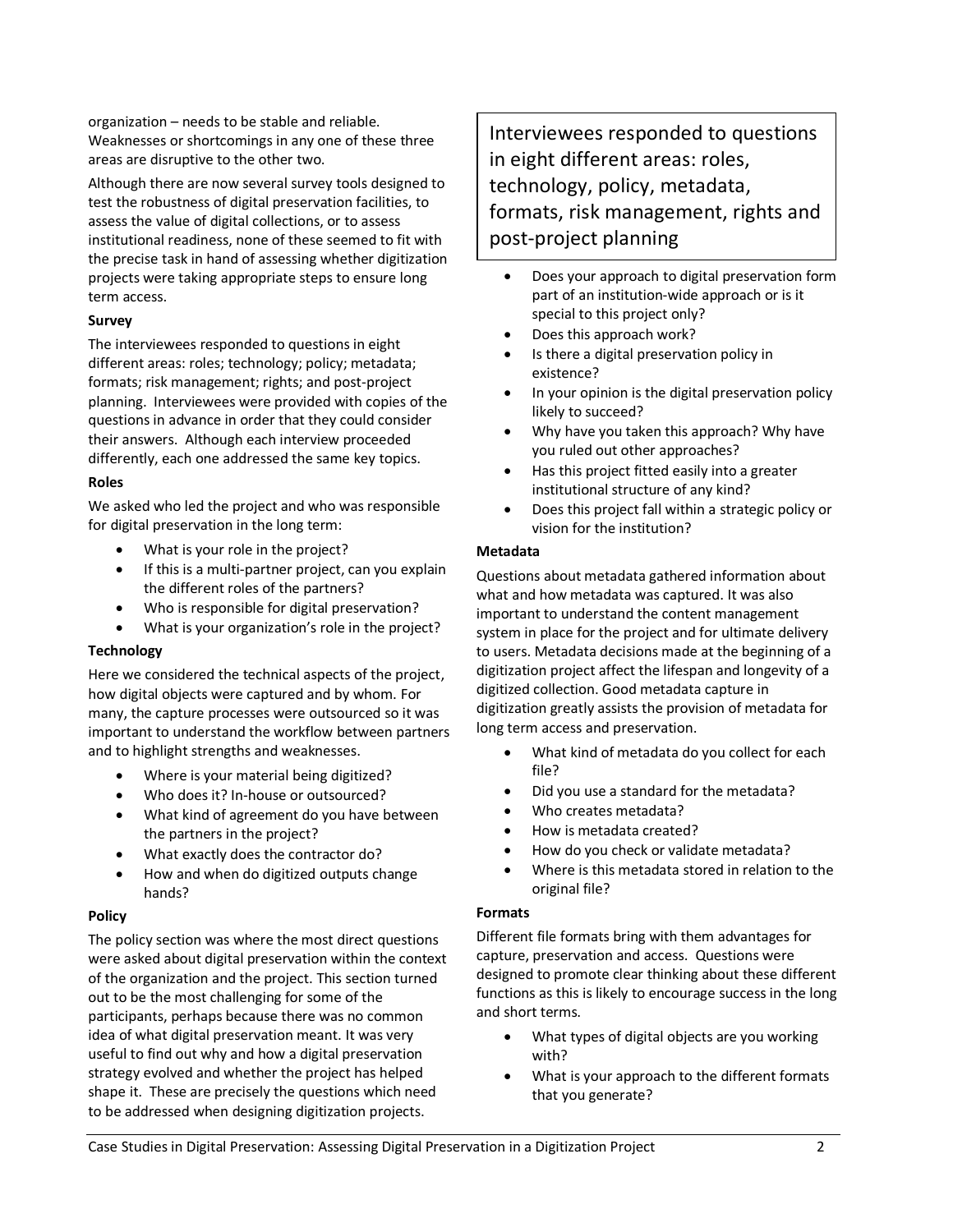organization – needs to be stable and reliable. Weaknesses or shortcomings in any one of these three areas are disruptive to the other two.

Although there are now several survey tools designed to test the robustness of digital preservation facilities, to assess the value of digital collections, or to assess institutional readiness, none of these seemed to fit with the precise task in hand of assessing whether digitization projects were taking appropriate steps to ensure long term access.

**Survey**

The interviewees responded to questions in eight different areas: roles; technology; policy; metadata; formats; risk management; rights; and post-project planning. Interviewees were provided with copies of the questions in advance in order that they could consider their answers. Although each interview proceeded differently, each one addressed the same key topics.

> Interviewees responded to questions in eight different areas: roles, technology, policy, metadata, formats, risk management, rights and post-project planning

**Roles**

We asked who led the project and who was responsible for digital preservation in the long term:

- What is your role in the project?
- If this is a multi-partner project, can you explain the different roles of the partners?
- Who is responsible for digital preservation?
- What is your organization's role in the project?

**Technology**

Here we considered the technical aspects of the project, how digital objects were captured and by whom. For many, the capture processes were outsourced so it was important to understand the workflow between partners and to highlight strengths and weaknesses.

- Where is your material being digitized?
- Who does it? In-house or outsourced?
- What kind of agreement do you have between the partners in the project?
- What exactly does the contractor do?
- How and when do digitized outputs change hands?

**Policy**

The policy section was where the most direct questions were asked about digital preservation within the context of the organization and the project. This section turned out to be the most challenging for some of the participants, perhaps because there was no common idea of what digital preservation meant. It was very useful to find out why and how a digital preservation strategy evolved and whether the project has helped shape it. These are precisely the questions which need to be addressed when designing digitization projects.

- Does your approach to digital preservation form part of an institution-wide approach or is it special to this project only?
- Does this approach work?
- Is there a digital preservation policy in existence?
- In your opinion is the digital preservation policy likely to succeed?
- Why have you taken this approach? Why have you ruled out other approaches?
- Has this project fitted easily into a greater institutional structure of any kind?
- Does this project fall within a strategic policy or vision for the institution?

**Metadata**

Questions about metadata gathered information about what and how metadata was captured. It was also important to understand the content management system in place for the project and for ultimate delivery to users. Metadata decisions made at the beginning of a digitization project affect the lifespan and longevity of a digitized collection. Good metadata capture in digitization greatly assists the provision of metadata for long term access and preservation.

- What kind of metadata do you collect for each file?
- Did you use a standard for the metadata?
- Who creates metadata?
- How is metadata created?
- How do you check or validate metadata?
- Where is this metadata stored in relation to the original file?

**Formats**

Different file formats bring with them advantages for capture, preservation and access. Questions were designed to promote clear thinking about these different functions as this is likely to encourage success in the long and short terms.

- What types of digital objects are you working with?
- What is your approach to the different formats that you generate?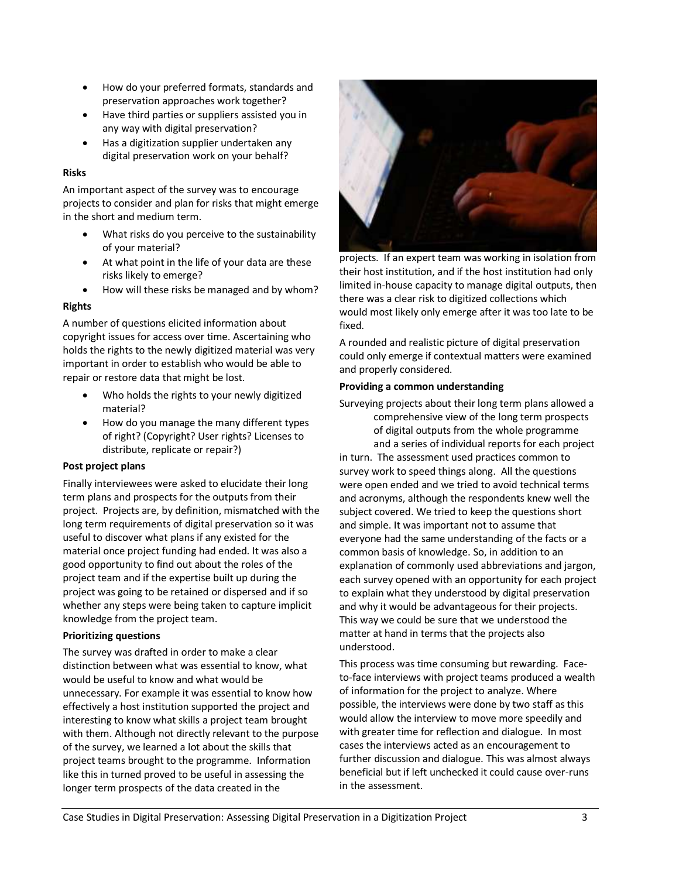- How do your preferred formats, standards and preservation approaches work together?
- Have third parties or suppliers assisted you in any way with digital preservation?
- Has a digitization supplier undertaken any digital preservation work on your behalf?

**Risks**

An important aspect of the survey was to encourage projects to consider and plan for risks that might emerge in the short and medium term.

- What risks do you perceive to the sustainability of your material?
- At what point in the life of your data are these risks likely to emerge?
- How will these risks be managed and by whom?

**Rights**

A number of questions elicited information about copyright issues for access over time. Ascertaining who holds the rights to the newly digitized material was very important in order to establish who would be able to repair or restore data that might be lost.

- Who holds the rights to your newly digitized material?
- How do you manage the many different types of right? (Copyright? User rights? Licenses to distribute, replicate or repair?)

**Post project plans**

Finally interviewees were asked to elucidate their long term plans and prospects for the outputs from their project. Projects are, by definition, mismatched with the long term requirements of digital preservation so it was useful to discover what plans if any existed for the material once project funding had ended. It was also a good opportunity to find out about the roles of the project team and if the expertise built up during the project was going to be retained or dispersed and if so whether any steps were being taken to capture implicit knowledge from the project team.

**Prioritizing questions**

The survey was drafted in order to make a clear distinction between what was essential to know, what would be useful to know and what would be unnecessary. For example it was essential to know how effectively a host institution supported the project and interesting to know what skills a project team brought with them. Although not directly relevant to the purpose of the survey, we learned a lot about the skills that project teams brought to the programme. Information like this in turned proved to be useful in assessing the longer term prospects of the data created in the projects. If an expert team was working in isolation from their host institution, and if the host institution had only limited in-house capacity to manage digital outputs, then there was a clear risk to digitized collections which would most likely only emerge after it was too late to be fixed.

A rounded and realistic picture of digital preservation could only emerge if contextual matters were examined and properly considered.

**Providing a common understanding**

Surveying projects about their long term plans allowed a comprehensive view of the long term prospects of digital outputs from the whole programme and a series of individual reports for each project in turn. The assessment used practices common to survey work to speed things along. All the questions were open ended and we tried to avoid technical terms and acronyms, although the respondents knew well the subject covered. We tried to keep the questions short and simple. It was important not to assume that everyone had the same understanding of the facts or a common basis of knowledge. So, in addition to an explanation of commonly used abbreviations and jargon, each survey opened with an opportunity for each project to explain what they understood by digital preservation and why it would be advantageous for their projects. This way we could be sure that we understood the matter at hand in terms that the projects also understood.

This process was time consuming but rewarding. Face-to-face interviews with project teams produced a wealth of information for the project to analyze. Where possible, the interviews were done by two staff as this would allow the interview to move more speedily and with greater time for reflection and dialogue. In most cases the interviews acted as an encouragement to further discussion and dialogue. This was almost always beneficial but if left unchecked it could cause over-runs in the assessment.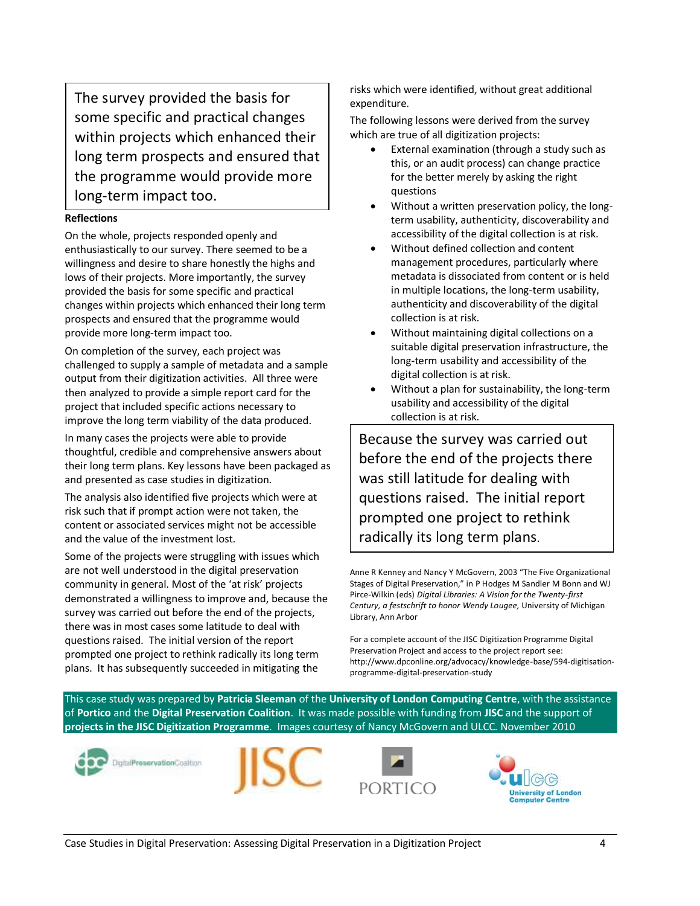> The survey provided the basis for some specific and practical changes within projects which enhanced their long term prospects and ensured that the programme would provide more long-term impact too.

**Reflections**

On the whole, projects responded openly and enthusiastically to our survey. There seemed to be a willingness and desire to share honestly the highs and lows of their projects. More importantly, the survey provided the basis for some specific and practical changes within projects which enhanced their long term prospects and ensured that the programme would provide more long-term impact too.

On completion of the survey, each project was challenged to supply a sample of metadata and a sample output from their digitization activities. All three were then analyzed to provide a simple report card for the project that included specific actions necessary to improve the long term viability of the data produced.

In many cases the projects were able to provide thoughtful, credible and comprehensive answers about their long term plans. Key lessons have been packaged as and presented as case studies in digitization.

The analysis also identified five projects which were at risk such that if prompt action were not taken, the content or associated services might not be accessible and the value of the investment lost.

Some of the projects were struggling with issues which are not well understood in the digital preservation community in general. Most of the 'at risk' projects demonstrated a willingness to improve and, because the survey was carried out before the end of the projects, there was in most cases some latitude to deal with questions raised. The initial version of the report prompted one project to rethink radically its long term plans. It has subsequently succeeded in mitigating the risks which were identified, without great additional expenditure.

The following lessons were derived from the survey which are true of all digitization projects:

- External examination (through a study such as this, or an audit process) can change practice for the better merely by asking the right questions
- Without a written preservation policy, the long-term usability, authenticity, discoverability and accessibility of the digital collection is at risk.
- Without defined collection and content management procedures, particularly where metadata is dissociated from content or is held in multiple locations, the long-term usability, authenticity and discoverability of the digital collection is at risk.
- Without maintaining digital collections on a suitable digital preservation infrastructure, the long-term usability and accessibility of the digital collection is at risk.
- Without a plan for sustainability, the long-term usability and accessibility of the digital collection is at risk.

> Because the survey was carried out before the end of the projects there was still latitude for dealing with questions raised. The initial report prompted one project to rethink radically its long term plans.

Anne R Kenney and Nancy Y McGovern, 2003 "The Five Organizational Stages of Digital Preservation," in P Hodges M Sandler M Bonn and WJ Pirce-Wilkin (eds) *Digital Libraries: A Vision for the Twenty-first Century, a festschrift to honor Wendy Lougee,* University of Michigan Library, Ann Arbor

For a complete account of the JISC Digitization Programme Digital Preservation Project and access to the project report see: http://www.dpconline.org/advocacy/knowledge-base/594-digitisation-programme-digital-preservation-study

This case study was prepared by **Patricia Sleeman** of the **University of London Computing Centre**, with the assistance of **Portico** and the **Digital Preservation Coalition**. It was made possible with funding from **JISC** and the support of **projects in the JISC Digitization Programme**. Images courtesy of Nancy McGovern and ULCC. November 2010